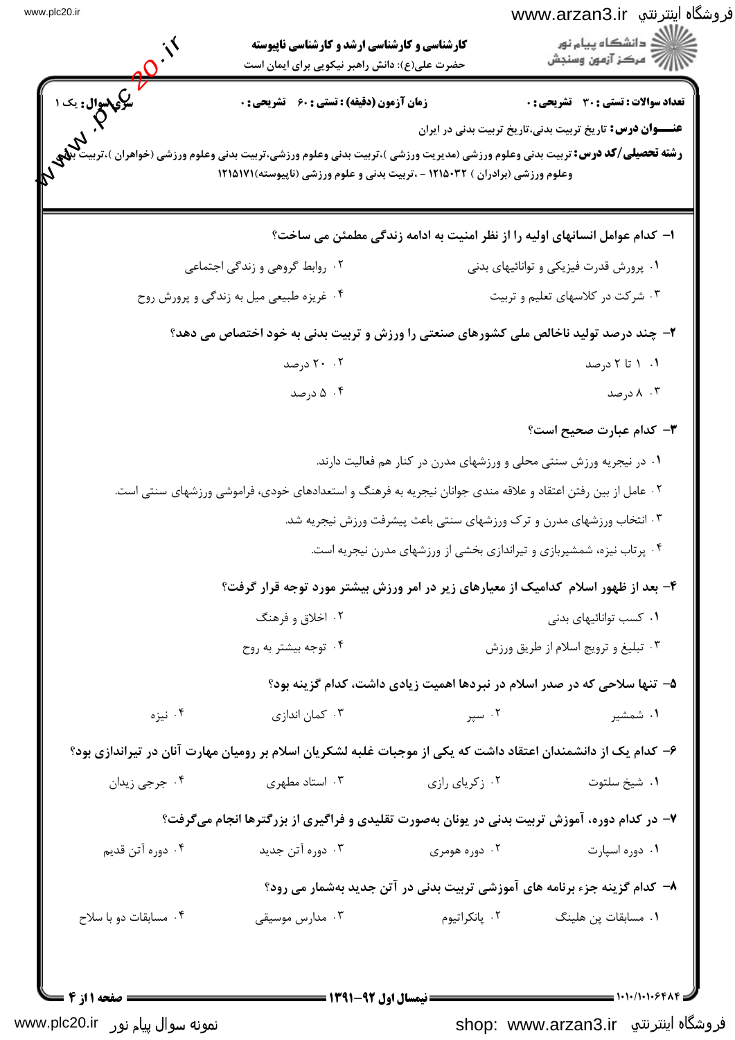**کارشناسی و کارشناسی ارشد و کارشناسی ناپیوسته**

حضرت علی(ع): دانش راهبر نیکویی برای ایمان است

**تعداد سوالات : تستی : ۳۰ تشریحی : ۰** | **زمان آزمون (دقیقه) : تستی : ۶۰ تشریحی : ۰** | **سری سوال : یک ۱**

**عنـــوان درس:** تاریخ تربیت بدنی،تاریخ تربیت بدنی در ایران

**رشته تحصیلی/کد درس:** تربیت بدنی وعلوم ورزشی (مدیریت ورزشی )،تربیت بدنی وعلوم ورزشی،تربیت بدنی وعلوم ورزشی (خواهران )،تربیت بدنی وعلوم ورزشی (برادران ) ۱۲۱۵۰۳۲ - ،تربیت بدنی و علوم ورزشی (ناپیوسته)۱۲۱۵۱۷۱

**۱- کدام عوامل انسانهای اولیه را از نظر امنیت به ادامه زندگی مطمئن می ساخت؟**

۱. پرورش قدرت فیزیکی و توانائیهای بدنی

۲. روابط گروهی و زندگی اجتماعی

۳. شرکت در کلاسهای تعلیم و تربیت

۴. غریزه طبیعی میل به زندگی و پرورش روح

**۲- چند درصد تولید ناخالص ملی کشورهای صنعتی را ورزش و تربیت بدنی به خود اختصاص می دهد؟**

۱. ۱ تا ۲ درصد

۲. ۲۰ درصد

۳. ۸ درصد

۴. ۵ درصد

**۳- کدام عبارت صحیح است؟**

۱. در نیجریه ورزش سنتی محلی و ورزشهای مدرن در کنار هم فعالیت دارند.

۲. عامل از بین رفتن اعتقاد و علاقه مندی جوانان نیجریه به فرهنگ و استعدادهای خودی، فراموشی ورزشهای سنتی است.

۳. انتخاب ورزشهای مدرن و ترک ورزشهای سنتی باعث پیشرفت ورزش نیجریه شد.

۴. پرتاب نیزه، شمشیربازی و تیراندازی بخشی از ورزشهای مدرن نیجریه است.

**۴- بعد از ظهور اسلام کدامیک از معیارهای زیر در امر ورزش بیشتر مورد توجه قرار گرفت؟**

۱. کسب توانائیهای بدنی

۲. اخلاق و فرهنگ

۳. تبلیغ و ترویج اسلام از طریق ورزش

۴. توجه بیشتر به روح

**۵- تنها سلاحی که در صدر اسلام در نبردها اهمیت زیادی داشت، کدام گزینه بود؟**

۱. شمشیر

۲. سپر

۳. کمان اندازی

۴. نیزه

**۶- کدام یک از دانشمندان اعتقاد داشت که یکی از موجبات غلبه لشکریان اسلام بر رومیان مهارت آنان در تیراندازی بود؟**

۱. شیخ سلتوت

۲. زکریای رازی

۳. استاد مطهری

۴. جرجی زیدان

**۷- در کدام دوره، آموزش تربیت بدنی در یونان به‌صورت تقلیدی و فراگیری از بزرگترها انجام می‌گرفت؟**

۱. دوره اسپارت

۲. دوره هومری

۳. دوره آتن جدید

۴. دوره آتن قدیم

**۸- کدام گزینه جزء برنامه های آموزشی تربیت بدنی در آتن جدید به‌شمار می رود؟**

۱. مسابقات پن هلینگ

۲. پانکراتیوم

۳. مدارس موسیقی

۴. مسابقات دو با سلاح

نیمسال اول ۹۲-۱۳۹۱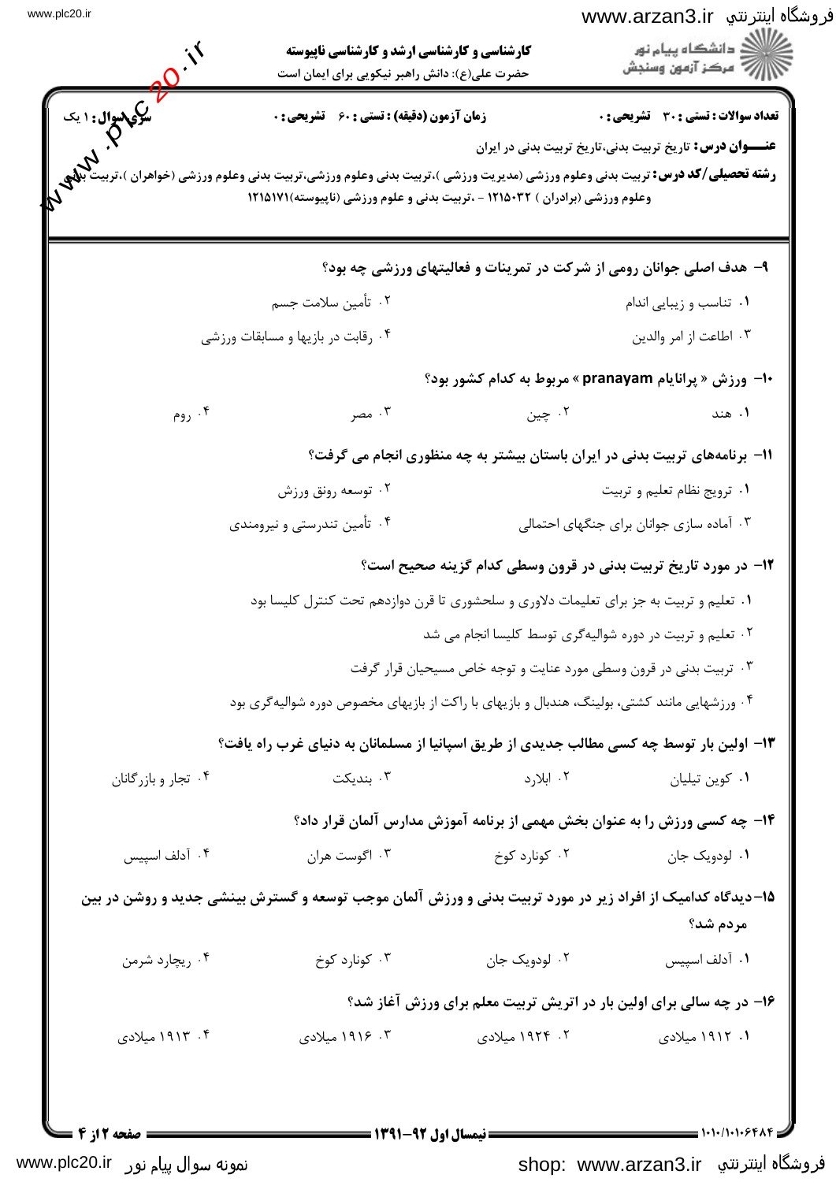**کارشناسی و کارشناسی ارشد و کارشناسی ناپیوسته**

حضرت علی(ع): دانش راهبر نیکویی برای ایمان است

**تعداد سوالات : تستی : ۳۰ تشریحی : ۰** | **زمان آزمون (دقیقه) : تستی : ۶۰ تشریحی : ۰** | **سری سوال : ۱ یک**

**عنـــوان درس:** تاریخ تربیت بدنی،تاریخ تربیت بدنی در ایران

**رشته تحصیلی/کد درس:** تربیت بدنی وعلوم ورزشی (مدیریت ورزشی )،تربیت بدنی وعلوم ورزشی،تربیت بدنی وعلوم ورزشی (خواهران )،تربیت بدنی وعلوم ورزشی (برادران ) ۱۲۱۵۰۳۲ - ،تربیت بدنی و علوم ورزشی (ناپیوسته)۱۲۱۵۱۷۱

**۹- هدف اصلی جوانان رومی از شرکت در تمرینات و فعالیتهای ورزشی چه بود؟**

۱. تناسب و زیبایی اندام
۲. تأمین سلامت جسم
۳. اطاعت از امر والدین
۴. رقابت در بازیها و مسابقات ورزشی

**۱۰- ورزش « پرانایام pranayam » مربوط به کدام کشور بود؟**

۱. هند
۲. چین
۳. مصر
۴. روم

**۱۱- برنامه‌های تربیت بدنی در ایران باستان بیشتر به چه منظوری انجام می گرفت؟**

۱. ترویج نظام تعلیم و تربیت
۲. توسعه رونق ورزش
۳. آماده سازی جوانان برای جنگهای احتمالی
۴. تأمین تندرستی و نیرومندی

**۱۲- در مورد تاریخ تربیت بدنی در قرون وسطی کدام گزینه صحیح است؟**

۱. تعلیم و تربیت به جز برای تعلیمات دلاوری و سلحشوری تا قرن دوازدهم تحت کنترل کلیسا بود
۲. تعلیم و تربیت در دوره شوالیه‌گری توسط کلیسا انجام می شد
۳. تربیت بدنی در قرون وسطی مورد عنایت و توجه خاص مسیحیان قرار گرفت
۴. ورزشهایی مانند کشتی، بولینگ، هندبال و بازیهای با راکت از بازیهای مخصوص دوره شوالیه‌گری بود

**۱۳- اولین بار توسط چه کسی مطالب جدیدی از طریق اسپانیا از مسلمانان به دنیای غرب راه یافت؟**

۱. کوین تیلیان
۲. ابلارد
۳. بندیکت
۴. تجار و بازرگانان

**۱۴- چه کسی ورزش را به عنوان بخش مهمی از برنامه آموزش مدارس آلمان قرار داد؟**

۱. لودویک جان
۲. کونارد کوخ
۳. اگوست هران
۴. آدلف اسپیس

**۱۵-دیدگاه کدامیک از افراد زیر در مورد تربیت بدنی و ورزش آلمان موجب توسعه و گسترش بینشی جدید و روشن در بین مردم شد؟**

۱. آدلف اسپیس
۲. لودویک جان
۳. کونارد کوخ
۴. ریچارد شرمن

**۱۶- در چه سالی برای اولین بار در اتریش تربیت معلم برای ورزش آغاز شد؟**

۱. ۱۹۱۲ میلادی
۲. ۱۹۲۴ میلادی
۳. ۱۹۱۶ میلادی
۴. ۱۹۱۳ میلادی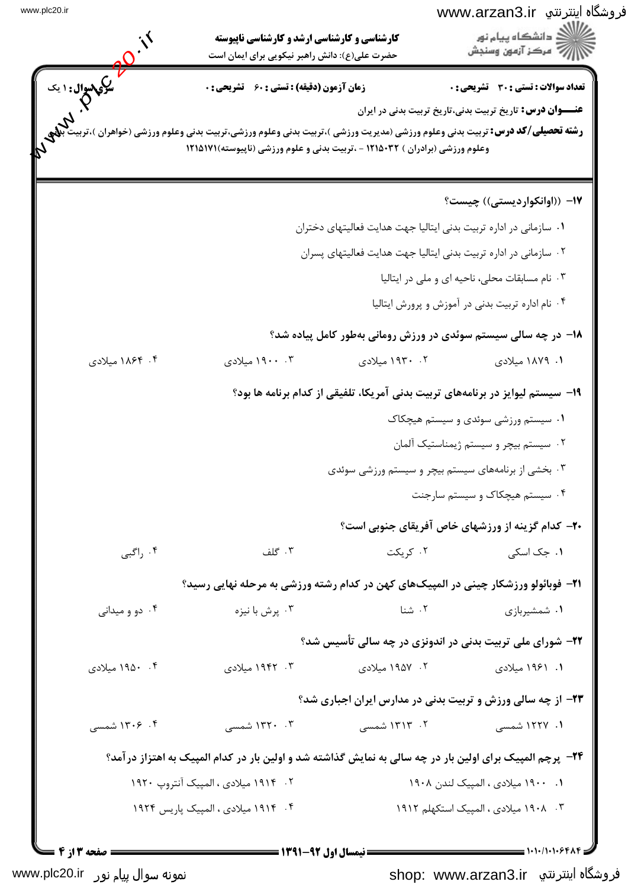**کارشناسی و کارشناسی ارشد و کارشناسی ناپیوسته**

حضرت علی(ع): دانش راهبر نیکویی برای ایمان است

**تعداد سوالات : تستی : ۳۰ تشریحی : ۰** | **زمان آزمون (دقیقه) : تستی : ۶۰ تشریحی : ۰** | **سری سوال : ۱ یک**

**عنـــوان درس:** تاریخ تربیت بدنی،تاریخ تربیت بدنی در ایران

**رشته تحصیلی/کد درس:** تربیت بدنی وعلوم ورزشی (مدیریت ورزشی )،تربیت بدنی وعلوم ورزشی،تربیت بدنی وعلوم ورزشی (خواهران )،تربیت بدنی وعلوم ورزشی (برادران ) ۱۲۱۵۰۳۲ - ،تربیت بدنی و علوم ورزشی (ناپیوسته)۱۲۱۵۱۷۱

**۱۷- ((اوانکواردیستی)) چیست؟**

۱. سازمانی در اداره تربیت بدنی ایتالیا جهت هدایت فعالیتهای دختران

۲. سازمانی در اداره تربیت بدنی ایتالیا جهت هدایت فعالیتهای پسران

۳. نام مسابقات محلی، ناحیه ای و ملی در ایتالیا

۴. نام اداره تربیت بدنی در آموزش و پرورش ایتالیا

**۱۸- در چه سالی سیستم سوئدی در ورزش رومانی به‌طور کامل پیاده شد؟**

۱. ۱۸۷۹ میلادی

۲. ۱۹۳۰ میلادی

۳. ۱۹۰۰ میلادی

۴. ۱۸۶۴ میلادی

**۱۹- سیستم لیوایز در برنامه‌های تربیت بدنی آمریکا، تلفیقی از کدام برنامه ها بود؟**

۱. سیستم ورزشی سوئدی و سیستم هیچکاک

۲. سیستم بیچر و سیستم ژیمناستیک آلمان

۳. بخشی از برنامه‌های سیستم بیچر و سیستم ورزشی سوئدی

۴. سیستم هیچکاک و سیستم سارجنت

**۲۰- کدام گزینه از ورزشهای خاص آفریقای جنوبی است؟**

۱. جک اسکی

۲. کریکت

۳. گلف

۴. راگبی

**۲۱- فوبائولو ورزشکار چینی در المپیک‌های کهن در کدام رشته ورزشی به مرحله نهایی رسید؟**

۱. شمشیربازی

۲. شنا

۳. پرش با نیزه

۴. دو و میدانی

**۲۲- شورای ملی تربیت بدنی در اندونزی در چه سالی تأسیس شد؟**

۱. ۱۹۶۱ میلادی

۲. ۱۹۵۷ میلادی

۳. ۱۹۴۲ میلادی

۴. ۱۹۵۰ میلادی

**۲۳- از چه سالی ورزش و تربیت بدنی در مدارس ایران اجباری شد؟**

۱. ۱۲۲۷ شمسی

۲. ۱۳۱۳ شمسی

۳. ۱۳۲۰ شمسی

۴. ۱۳۰۶ شمسی

**۲۴- پرچم المپیک برای اولین بار در چه سالی به نمایش گذاشته شد و اولین بار در کدام المپیک به اهتزاز درآمد؟**

۱. ۱۹۰۰ میلادی ، المپیک لندن ۱۹۰۸

۲. ۱۹۱۴ میلادی ، المپیک آنتروپ ۱۹۲۰

۳. ۱۹۰۸ میلادی ، المپیک استکهلم ۱۹۱۲

۴. ۱۹۱۴ میلادی ، المپیک پاریس ۱۹۲۴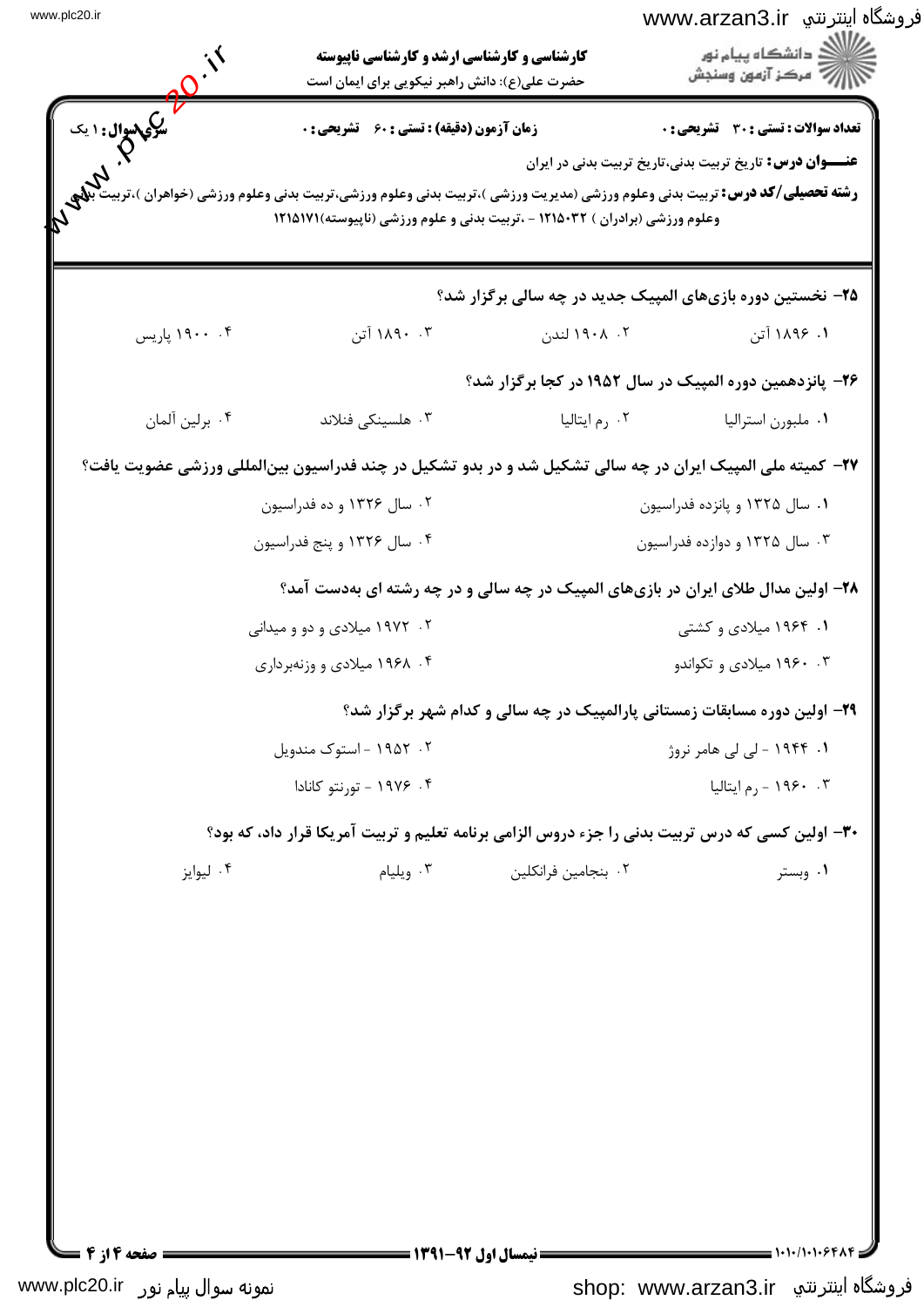**کارشناسی و کارشناسی ارشد و کارشناسی ناپیوسته**

حضرت علی(ع): دانش راهبر نیکویی برای ایمان است

**تعداد سوالات: تستی: ۳۰ تشریحی: ۰** **زمان آزمون (دقیقه): تستی: ۶۰ تشریحی: ۰** **سری سوال: ۱ یک**

**عنـــوان درس:** تاریخ تربیت بدنی،تاریخ تربیت بدنی در ایران

**رشته تحصیلی/کد درس:** تربیت بدنی وعلوم ورزشی (مدیریت ورزشی )،تربیت بدنی وعلوم ورزشی،تربیت بدنی وعلوم ورزشی (خواهران )،تربیت بدنی وعلوم ورزشی (برادران ) ۱۲۱۵۰۳۲ - ،تربیت بدنی و علوم ورزشی (ناپیوسته)۱۲۱۵۱۷۱

**۲۵- نخستین دوره بازی‌های المپیک جدید در چه سالی برگزار شد؟**

۱. ۱۸۹۶ آتن
۲. ۱۹۰۸ لندن
۳. ۱۸۹۰ آتن
۴. ۱۹۰۰ پاریس

**۲۶- پانزدهمین دوره المپیک در سال ۱۹۵۲ در کجا برگزار شد؟**

۱. ملبورن استرالیا
۲. رم ایتالیا
۳. هلسینکی فنلاند
۴. برلین آلمان

**۲۷- کمیته ملی المپیک ایران در چه سالی تشکیل شد و در بدو تشکیل در چند فدراسیون بین‌المللی ورزشی عضویت یافت؟**

۱. سال ۱۳۲۵ و پانزده فدراسیون
۲. سال ۱۳۲۶ و ده فدراسیون
۳. سال ۱۳۲۵ و دوازده فدراسیون
۴. سال ۱۳۲۶ و پنج فدراسیون

**۲۸- اولین مدال طلای ایران در بازی‌های المپیک در چه سالی و در چه رشته ای به‌دست آمد؟**

۱. ۱۹۶۴ میلادی و کشتی
۲. ۱۹۷۲ میلادی و دو و میدانی
۳. ۱۹۶۰ میلادی و تکواندو
۴. ۱۹۶۸ میلادی و وزنه‌برداری

**۲۹- اولین دوره مسابقات زمستانی پارالمپیک در چه سالی و کدام شهر برگزار شد؟**

۱. ۱۹۴۴ - لی لی هامر نروژ
۲. ۱۹۵۲ - استوک مندویل
۳. ۱۹۶۰ - رم ایتالیا
۴. ۱۹۷۶ - تورنتو کانادا

**۳۰- اولین کسی که درس تربیت بدنی را جزء دروس الزامی برنامه تعلیم و تربیت آمریکا قرار داد، که بود؟**

۱. وبستر
۲. بنجامین فرانکلین
۳. ویلیام
۴. لیوایز